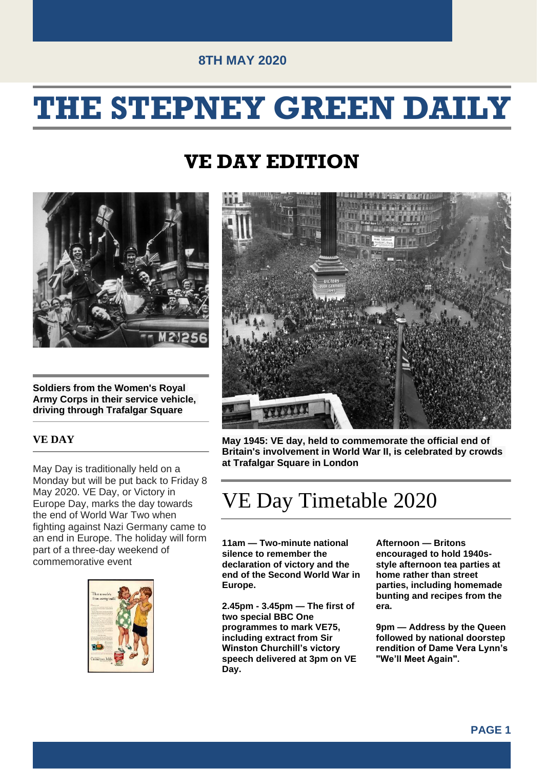8TH MAY 2020

# THE STEPNEY GREEN DAILY

## VE DAY EDITION

**Soldiers from the Women's Royal Army Corps in their service vehicle, driving through Trafalgar Square**

### VE DAY

May Day is traditionally held on a Monday but will be put back to Friday 8 May 2020. VE Day, or Victory in Europe Day, marks the day towards the end of World War Two when fighting against Nazi Germany came to an end in Europe. The holiday will form part of a three-day weekend of commemorative event

**May 1945: VE day, held to commemorate the official end of Britain's involvement in World War II, is celebrated by crowds at Trafalgar Square in London**

## VE Day Timetable 2020

**11am — Two-minute national silence to remember the declaration of victory and the end of the Second World War in Europe.**

**2.45pm - 3.45pm — The first of two special BBC One programmes to mark VE75, including extract from Sir Winston Churchill's victory speech delivered at 3pm on VE Day.**

**Afternoon — Britons encouraged to hold 1940s-style afternoon tea parties at home rather than street parties, including homemade bunting and recipes from the era.**

**9pm — Address by the Queen followed by national doorstep rendition of Dame Vera Lynn's "We'll Meet Again".**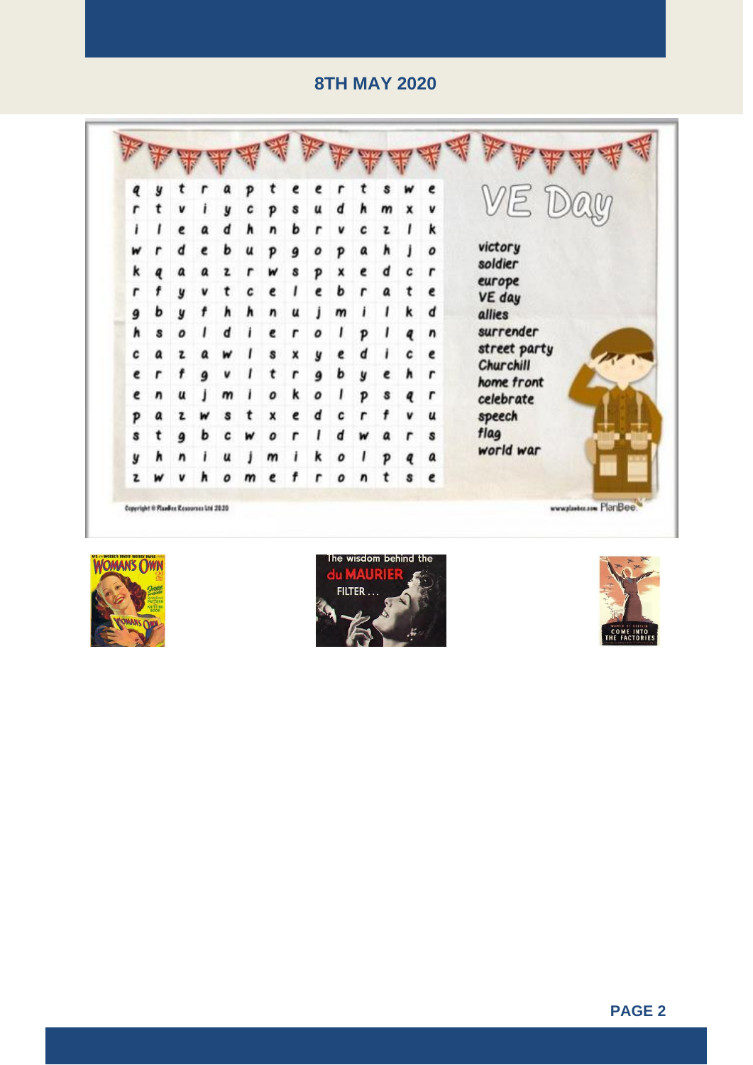## 8TH MAY 2020

# VE Day

| | | | | | | | | | | | | | |
|---|---|---|---|---|---|---|---|---|---|---|---|---|---|
| q | y | t | r | a | p | t | e | e | r | t | s | w | e |
| r | t | v | i | y | c | p | s | u | d | h | m | x | v |
| i | l | e | a | d | h | n | b | r | v | c | z | l | k |
| w | r | d | e | b | u | p | g | o | p | a | h | j | o |
| k | q | a | a | z | r | w | s | p | x | e | d | c | r |
| r | f | y | v | t | c | e | l | e | b | r | a | t | e |
| g | b | y | f | h | h | n | u | j | m | i | l | k | d |
| h | s | o | l | d | i | e | r | o | l | p | l | q | n |
| c | a | z | a | w | l | s | x | y | e | d | i | c | e |
| e | r | f | g | v | l | t | r | g | b | y | e | h | r |
| e | n | u | j | m | i | o | k | o | l | p | s | q | r |
| p | a | z | w | s | t | x | e | d | c | r | f | v | u |
| s | t | g | b | c | w | o | r | l | d | w | a | r | s |
| y | h | n | i | u | j | m | i | k | o | l | p | q | a |
| z | w | v | h | o | m | e | f | r | o | n | t | s | e |

- victory
- soldier
- europe
- VE day
- allies
- surrender
- street party
- Churchill
- home front
- celebrate
- speech
- flag
- world war

Copyright © PlanBee Resources Ltd 2020

www.planbee.com PlanBee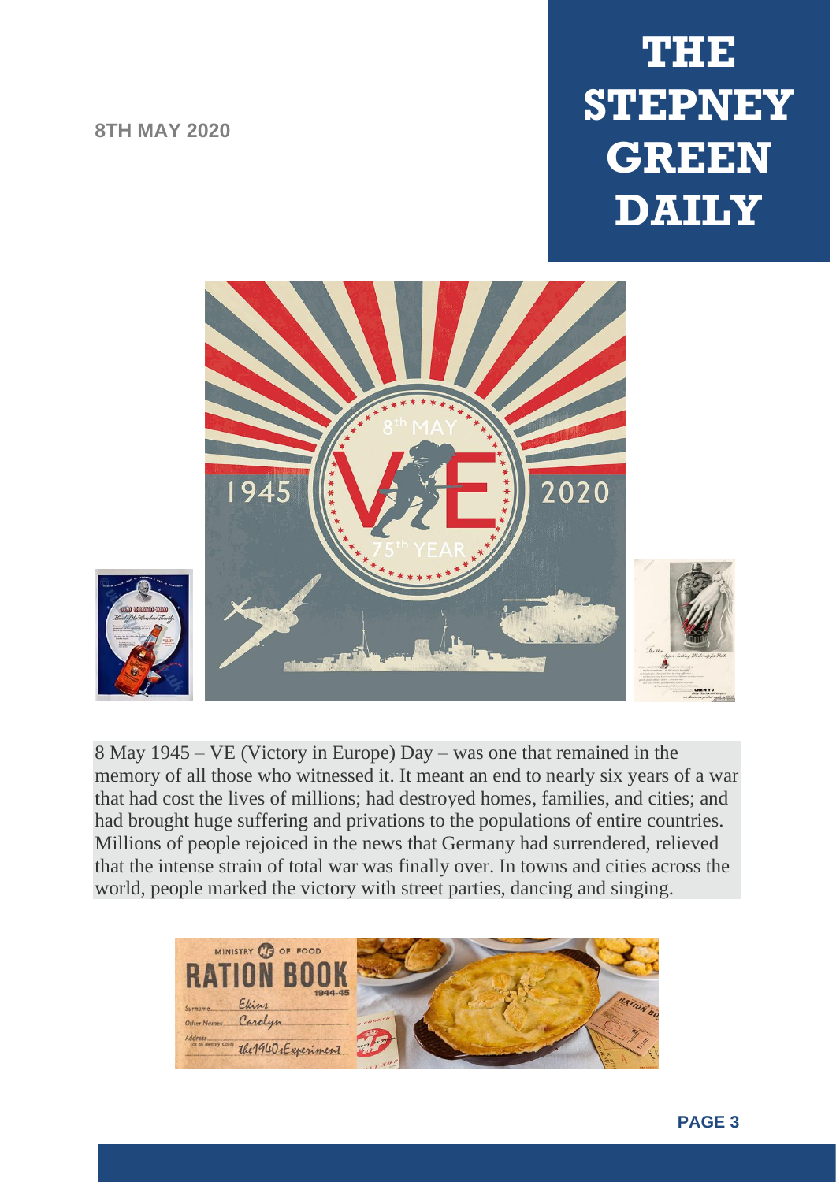8TH MAY 2020

# THE STEPNEY GREEN DAILY

8 May 1945 – VE (Victory in Europe) Day – was one that remained in the memory of all those who witnessed it. It meant an end to nearly six years of a war that had cost the lives of millions; had destroyed homes, families, and cities; and had brought huge suffering and privations to the populations of entire countries. Millions of people rejoiced in the news that Germany had surrendered, relieved that the intense strain of total war was finally over. In towns and cities across the world, people marked the victory with street parties, dancing and singing.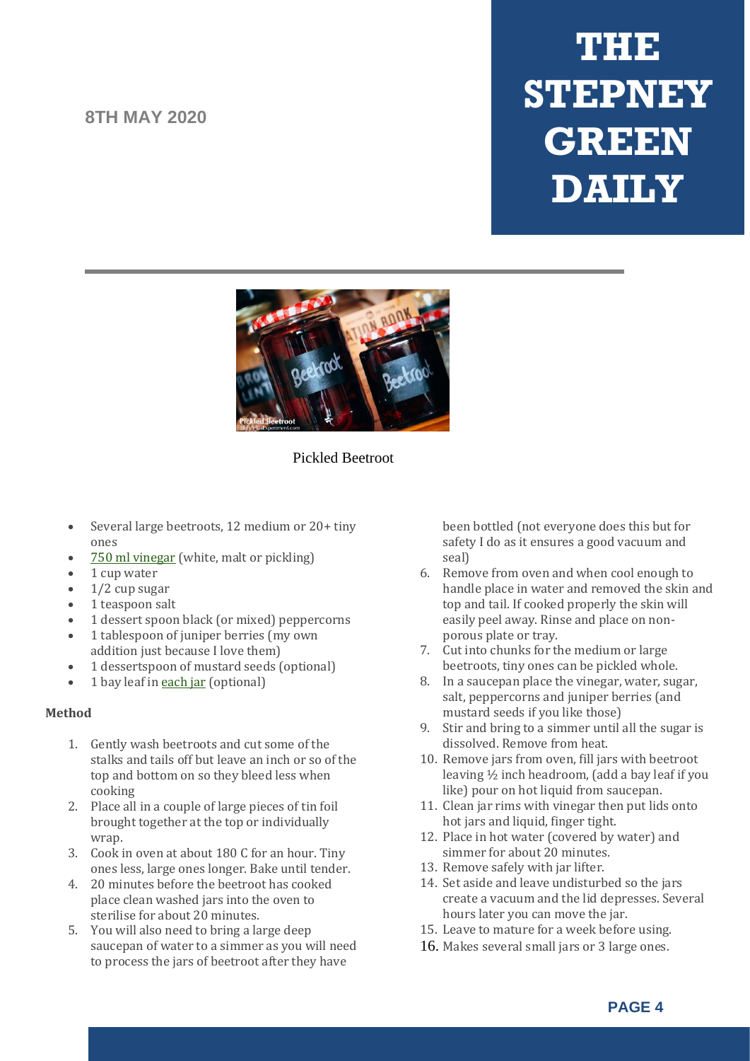Pickled Beetroot

- Several large beetroots, 12 medium or 20+ tiny ones
- 750 ml vinegar (white, malt or pickling)
- 1 cup water
- 1/2 cup sugar
- 1 teaspoon salt
- 1 dessert spoon black (or mixed) peppercorns
- 1 tablespoon of juniper berries (my own addition just because I love them)
- 1 dessertspoon of mustard seeds (optional)
- 1 bay leaf in each jar (optional)

**Method**

1. Gently wash beetroots and cut some of the stalks and tails off but leave an inch or so of the top and bottom on so they bleed less when cooking
2. Place all in a couple of large pieces of tin foil brought together at the top or individually wrap.
3. Cook in oven at about 180 C for an hour. Tiny ones less, large ones longer. Bake until tender.
4. 20 minutes before the beetroot has cooked place clean washed jars into the oven to sterilise for about 20 minutes.
5. You will also need to bring a large deep saucepan of water to a simmer as you will need to process the jars of beetroot after they have been bottled (not everyone does this but for safety I do as it ensures a good vacuum and seal)
6. Remove from oven and when cool enough to handle place in water and removed the skin and top and tail. If cooked properly the skin will easily peel away. Rinse and place on non-porous plate or tray.
7. Cut into chunks for the medium or large beetroots, tiny ones can be pickled whole.
8. In a saucepan place the vinegar, water, sugar, salt, peppercorns and juniper berries (and mustard seeds if you like those)
9. Stir and bring to a simmer until all the sugar is dissolved. Remove from heat.
10. Remove jars from oven, fill jars with beetroot leaving ½ inch headroom, (add a bay leaf if you like) pour on hot liquid from saucepan.
11. Clean jar rims with vinegar then put lids onto hot jars and liquid, finger tight.
12. Place in hot water (covered by water) and simmer for about 20 minutes.
13. Remove safely with jar lifter.
14. Set aside and leave undisturbed so the jars create a vacuum and the lid depresses. Several hours later you can move the jar.
15. Leave to mature for a week before using.
16. Makes several small jars or 3 large ones.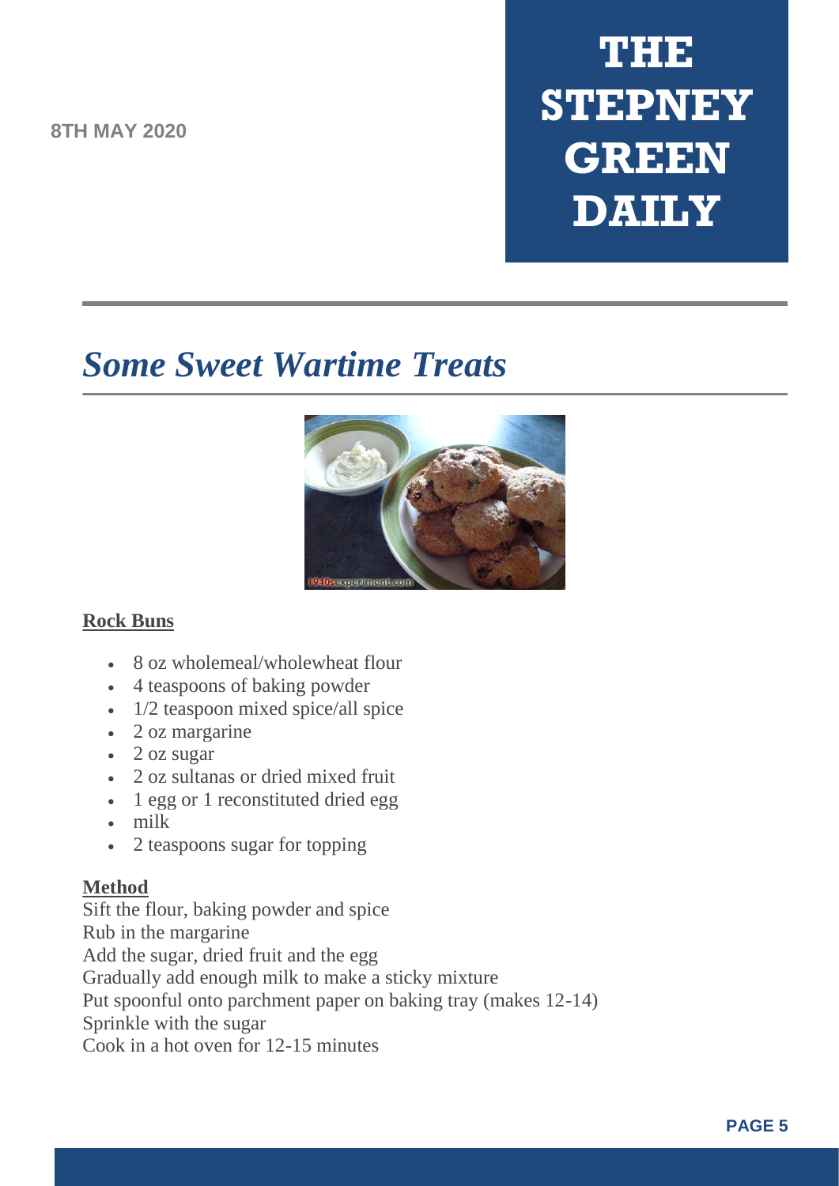8TH MAY 2020

# THE STEPNEY GREEN DAILY

## *Some Sweet Wartime Treats*

**Rock Buns**

- 8 oz wholemeal/wholewheat flour
- 4 teaspoons of baking powder
- 1/2 teaspoon mixed spice/all spice
- 2 oz margarine
- 2 oz sugar
- 2 oz sultanas or dried mixed fruit
- 1 egg or 1 reconstituted dried egg
- milk
- 2 teaspoons sugar for topping

**Method**

Sift the flour, baking powder and spice
Rub in the margarine
Add the sugar, dried fruit and the egg
Gradually add enough milk to make a sticky mixture
Put spoonful onto parchment paper on baking tray (makes 12-14)
Sprinkle with the sugar
Cook in a hot oven for 12-15 minutes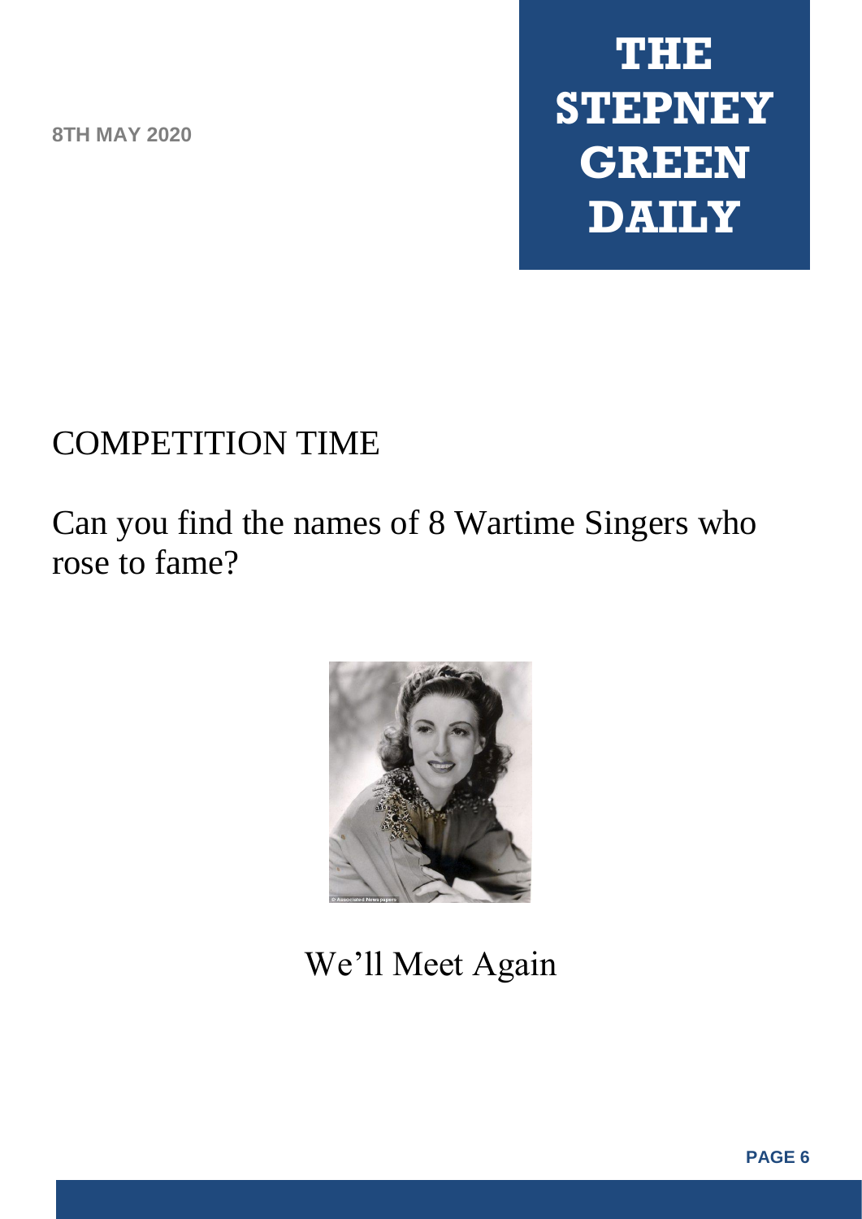# COMPETITION TIME

Can you find the names of 8 Wartime Singers who rose to fame?

We'll Meet Again